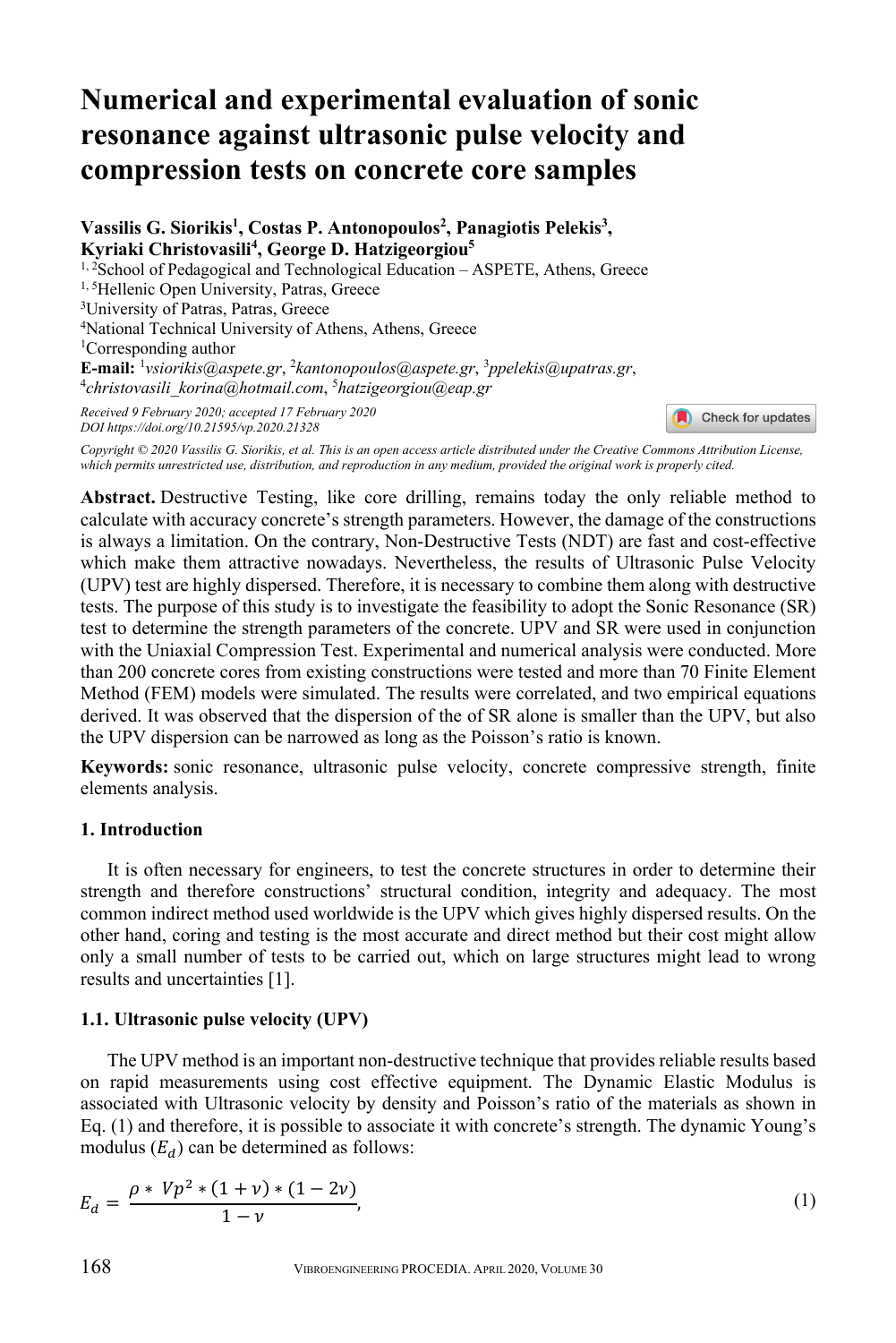# Numerical and experimental evaluation of sonic resonance against ultrasonic pulse velocity and compression tests on concrete core samples

**Vassilis G. Siorikis[1], Costas P. Antonopoulos[2], Panagiotis Pelekis[3], Kyriaki Christovasili[4], George D. Hatzigeorgiou[5]**

[1, 2]School of Pedagogical and Technological Education – ASPETE, Athens, Greece
[1, 5]Hellenic Open University, Patras, Greece
[3]University of Patras, Patras, Greece
[4]National Technical University of Athens, Athens, Greece
[1]Corresponding author
**E-mail:** [1]*vsiorikis@aspete.gr*, [2]*kantonopoulos@aspete.gr*, [3]*ppelekis@upatras.gr*, [4]*christovasili_korina@hotmail.com*, [5]*hatzigeorgiou@eap.gr*

*Received 9 February 2020; accepted 17 February 2020*
*DOI https://doi.org/10.21595/vp.2020.21328*

*Copyright © 2020 Vassilis G. Siorikis, et al. This is an open access article distributed under the Creative Commons Attribution License, which permits unrestricted use, distribution, and reproduction in any medium, provided the original work is properly cited.*

**Abstract.** Destructive Testing, like core drilling, remains today the only reliable method to calculate with accuracy concrete's strength parameters. However, the damage of the constructions is always a limitation. On the contrary, Non-Destructive Tests (NDT) are fast and cost-effective which make them attractive nowadays. Nevertheless, the results of Ultrasonic Pulse Velocity (UPV) test are highly dispersed. Therefore, it is necessary to combine them along with destructive tests. The purpose of this study is to investigate the feasibility to adopt the Sonic Resonance (SR) test to determine the strength parameters of the concrete. UPV and SR were used in conjunction with the Uniaxial Compression Test. Experimental and numerical analysis were conducted. More than 200 concrete cores from existing constructions were tested and more than 70 Finite Element Method (FEM) models were simulated. The results were correlated, and two empirical equations derived. It was observed that the dispersion of the of SR alone is smaller than the UPV, but also the UPV dispersion can be narrowed as long as the Poisson's ratio is known.

**Keywords:** sonic resonance, ultrasonic pulse velocity, concrete compressive strength, finite elements analysis.

## 1. Introduction

It is often necessary for engineers, to test the concrete structures in order to determine their strength and therefore constructions' structural condition, integrity and adequacy. The most common indirect method used worldwide is the UPV which gives highly dispersed results. On the other hand, coring and testing is the most accurate and direct method but their cost might allow only a small number of tests to be carried out, which on large structures might lead to wrong results and uncertainties [1].

### 1.1. Ultrasonic pulse velocity (UPV)

The UPV method is an important non-destructive technique that provides reliable results based on rapid measurements using cost effective equipment. The Dynamic Elastic Modulus is associated with Ultrasonic velocity by density and Poisson's ratio of the materials as shown in Eq. (1) and therefore, it is possible to associate it with concrete's strength. The dynamic Young's modulus ($E_d$) can be determined as follows:

$$E_d = \frac{\rho * Vp^2 * (1+\nu) * (1-2\nu)}{1-\nu}, \tag{1}$$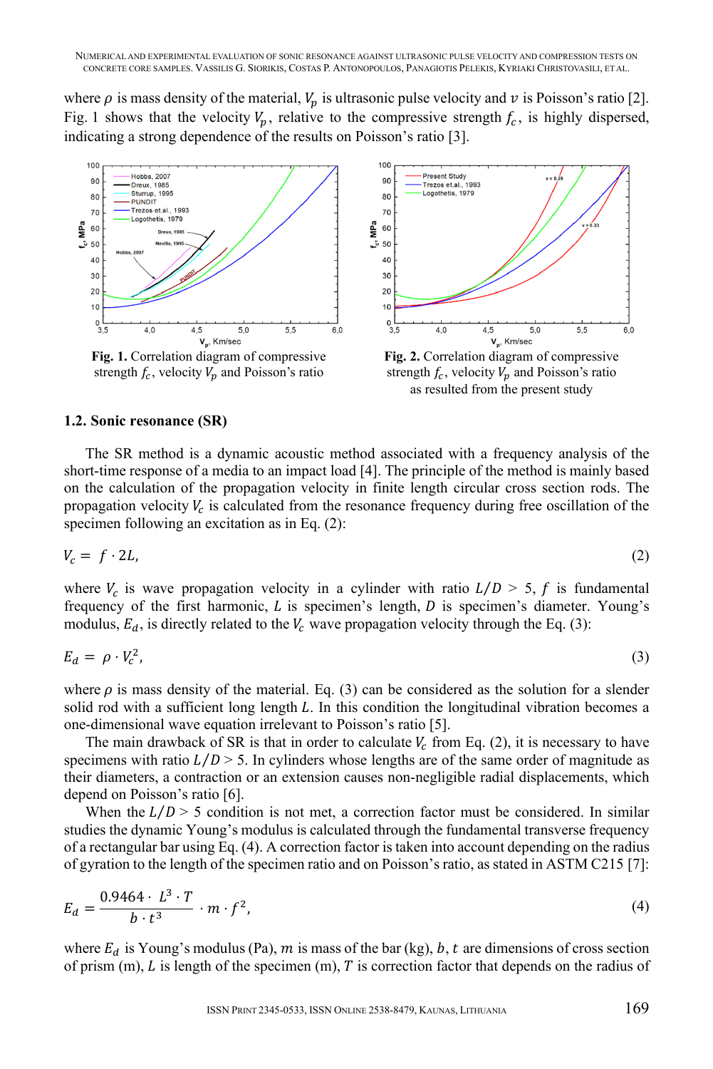where $\rho$ is mass density of the material, $V_p$ is ultrasonic pulse velocity and $v$ is Poisson's ratio [2]. Fig. 1 shows that the velocity $V_p$, relative to the compressive strength $f_c$, is highly dispersed, indicating a strong dependence of the results on Poisson's ratio [3].

**Fig. 1.** Correlation diagram of compressive strength $f_c$, velocity $V_p$ and Poisson's ratio

**Fig. 2.** Correlation diagram of compressive strength $f_c$, velocity $V_p$ and Poisson's ratio as resulted from the present study

### 1.2. Sonic resonance (SR)

The SR method is a dynamic acoustic method associated with a frequency analysis of the short-time response of a media to an impact load [4]. The principle of the method is mainly based on the calculation of the propagation velocity in finite length circular cross section rods. The propagation velocity $V_c$ is calculated from the resonance frequency during free oscillation of the specimen following an excitation as in Eq. (2):

$$V_c = f \cdot 2L, \tag{2}$$

where $V_c$ is wave propagation velocity in a cylinder with ratio $L/D > 5$, $f$ is fundamental frequency of the first harmonic, $L$ is specimen's length, $D$ is specimen's diameter. Young's modulus, $E_d$, is directly related to the $V_c$ wave propagation velocity through the Eq. (3):

$$E_d = \rho \cdot V_c^2, \tag{3}$$

where $\rho$ is mass density of the material. Eq. (3) can be considered as the solution for a slender solid rod with a sufficient long length $L$. In this condition the longitudinal vibration becomes a one-dimensional wave equation irrelevant to Poisson's ratio [5].

The main drawback of SR is that in order to calculate $V_c$ from Eq. (2), it is necessary to have specimens with ratio $L/D > 5$. In cylinders whose lengths are of the same order of magnitude as their diameters, a contraction or an extension causes non-negligible radial displacements, which depend on Poisson's ratio [6].

When the $L/D > 5$ condition is not met, a correction factor must be considered. In similar studies the dynamic Young's modulus is calculated through the fundamental transverse frequency of a rectangular bar using Eq. (4). A correction factor is taken into account depending on the radius of gyration to the length of the specimen ratio and on Poisson's ratio, as stated in ASTM C215 [7]:

$$E_d = \frac{0.9464 \cdot L^3 \cdot T}{b \cdot t^3} \cdot m \cdot f^2, \tag{4}$$

where $E_d$ is Young's modulus (Pa), $m$ is mass of the bar (kg), $b$, $t$ are dimensions of cross section of prism (m), $L$ is length of the specimen (m), $T$ is correction factor that depends on the radius of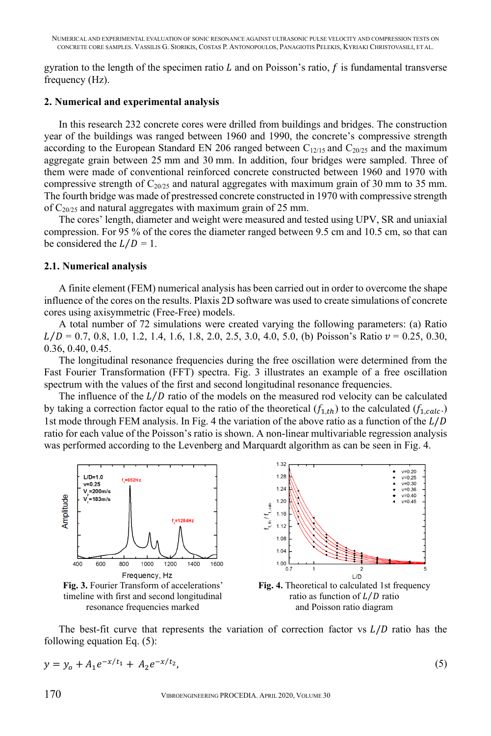gyration to the length of the specimen ratio $L$ and on Poisson's ratio, $f$ is fundamental transverse frequency (Hz).

## 2. Numerical and experimental analysis

In this research 232 concrete cores were drilled from buildings and bridges. The construction year of the buildings was ranged between 1960 and 1990, the concrete's compressive strength according to the European Standard EN 206 ranged between $C_{12/15}$ and $C_{20/25}$ and the maximum aggregate grain between 25 mm and 30 mm. In addition, four bridges were sampled. Three of them were made of conventional reinforced concrete constructed between 1960 and 1970 with compressive strength of $C_{20/25}$ and natural aggregates with maximum grain of 30 mm to 35 mm. The fourth bridge was made of prestressed concrete constructed in 1970 with compressive strength of $C_{20/25}$ and natural aggregates with maximum grain of 25 mm.

The cores' length, diameter and weight were measured and tested using UPV, SR and uniaxial compression. For 95 % of the cores the diameter ranged between 9.5 cm and 10.5 cm, so that can be considered the $L/D = 1$.

### 2.1. Numerical analysis

A finite element (FEM) numerical analysis has been carried out in order to overcome the shape influence of the cores on the results. Plaxis 2D software was used to create simulations of concrete cores using axisymmetric (Free-Free) models.

A total number of 72 simulations were created varying the following parameters: (a) Ratio $L/D$ = 0.7, 0.8, 1.0, 1.2, 1.4, 1.6, 1.8, 2.0, 2.5, 3.0, 4.0, 5.0, (b) Poisson's Ratio $v$ = 0.25, 0.30, 0.36, 0.40, 0.45.

The longitudinal resonance frequencies during the free oscillation were determined from the Fast Fourier Transformation (FFT) spectra. Fig. 3 illustrates an example of a free oscillation spectrum with the values of the first and second longitudinal resonance frequencies.

The influence of the $L/D$ ratio of the models on the measured rod velocity can be calculated by taking a correction factor equal to the ratio of the theoretical ($f_{1,th}$) to the calculated ($f_{1,calc.}$) 1st mode through FEM analysis. In Fig. 4 the variation of the above ratio as a function of the $L/D$ ratio for each value of the Poisson's ratio is shown. A non-linear multivariable regression analysis was performed according to the Levenberg and Marquardt algorithm as can be seen in Fig. 4.

**Fig. 3.** Fourier Transform of accelerations' timeline with first and second longitudinal resonance frequencies marked

**Fig. 4.** Theoretical to calculated 1st frequency ratio as function of $L/D$ ratio and Poisson ratio diagram

The best-fit curve that represents the variation of correction factor vs $L/D$ ratio has the following equation Eq. (5):

$$y = y_o + A_1 e^{-x/t_1} + A_2 e^{-x/t_2}, \tag{5}$$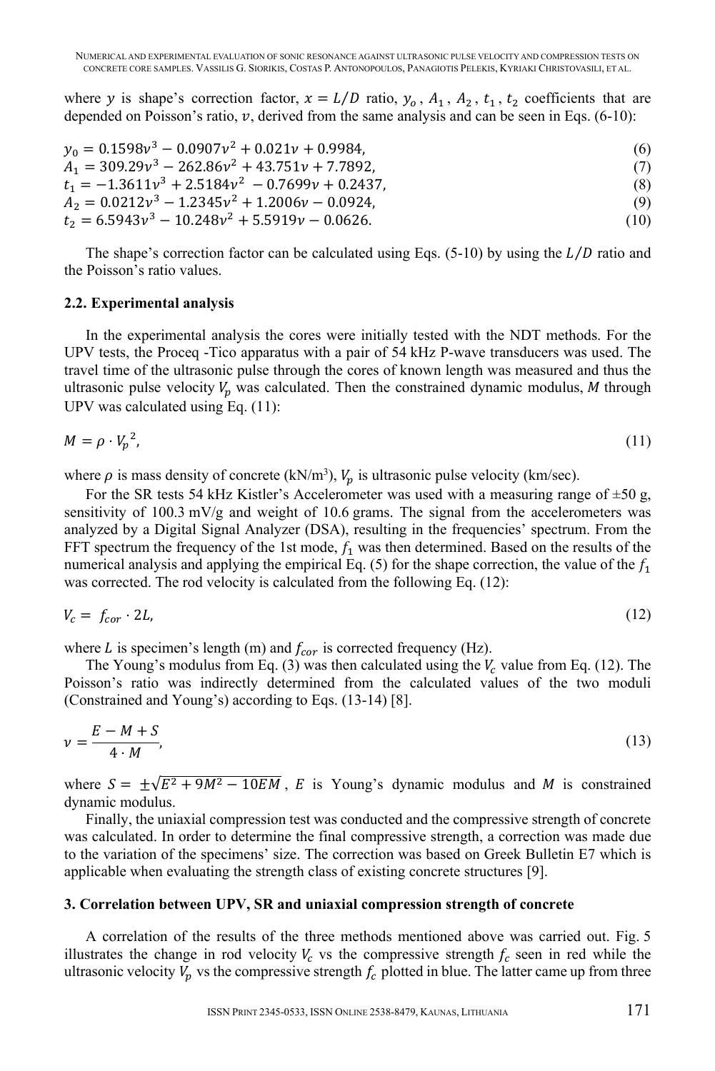where $y$ is shape's correction factor, $x = L/D$ ratio, $y_o$, $A_1$, $A_2$, $t_1$, $t_2$ coefficients that are depended on Poisson's ratio, $v$, derived from the same analysis and can be seen in Eqs. (6-10):

$$y_0 = 0.1598v^3 - 0.0907v^2 + 0.021v + 0.9984, \tag{6}$$

$$A_1 = 309.29v^3 - 262.86v^2 + 43.751v + 7.7892, \tag{7}$$

$$t_1 = -1.3611v^3 + 2.5184v^2 - 0.7699v + 0.2437, \tag{8}$$

$$A_2 = 0.0212v^3 - 1.2345v^2 + 1.2006v - 0.0924, \tag{9}$$

$$t_2 = 6.5943v^3 - 10.248v^2 + 5.5919v - 0.0626. \tag{10}$$

The shape's correction factor can be calculated using Eqs. (5-10) by using the $L/D$ ratio and the Poisson's ratio values.

### 2.2. Experimental analysis

In the experimental analysis the cores were initially tested with the NDT methods. For the UPV tests, the Proceq -Tico apparatus with a pair of 54 kHz P-wave transducers was used. The travel time of the ultrasonic pulse through the cores of known length was measured and thus the ultrasonic pulse velocity $V_p$ was calculated. Then the constrained dynamic modulus, $M$ through UPV was calculated using Eq. (11):

$$M = \rho \cdot {V_p}^2, \tag{11}$$

where $\rho$ is mass density of concrete (kN/m$^3$), $V_p$ is ultrasonic pulse velocity (km/sec).

For the SR tests 54 kHz Kistler's Accelerometer was used with a measuring range of ±50 g, sensitivity of 100.3 mV/g and weight of 10.6 grams. The signal from the accelerometers was analyzed by a Digital Signal Analyzer (DSA), resulting in the frequencies' spectrum. From the FFT spectrum the frequency of the 1st mode, $f_1$ was then determined. Based on the results of the numerical analysis and applying the empirical Eq. (5) for the shape correction, the value of the $f_1$ was corrected. The rod velocity is calculated from the following Eq. (12):

$$V_c = f_{cor} \cdot 2L, \tag{12}$$

where $L$ is specimen's length (m) and $f_{cor}$ is corrected frequency (Hz).

The Young's modulus from Eq. (3) was then calculated using the $V_c$ value from Eq. (12). The Poisson's ratio was indirectly determined from the calculated values of the two moduli (Constrained and Young's) according to Eqs. (13-14) [8].

$$v = \frac{E - M + S}{4 \cdot M}, \tag{13}$$

where $S = \pm\sqrt{E^2 + 9M^2 - 10EM}$, $E$ is Young's dynamic modulus and $M$ is constrained dynamic modulus.

Finally, the uniaxial compression test was conducted and the compressive strength of concrete was calculated. In order to determine the final compressive strength, a correction was made due to the variation of the specimens' size. The correction was based on Greek Bulletin E7 which is applicable when evaluating the strength class of existing concrete structures [9].

## 3. Correlation between UPV, SR and uniaxial compression strength of concrete

A correlation of the results of the three methods mentioned above was carried out. Fig. 5 illustrates the change in rod velocity $V_c$ vs the compressive strength $f_c$ seen in red while the ultrasonic velocity $V_p$ vs the compressive strength $f_c$ plotted in blue. The latter came up from three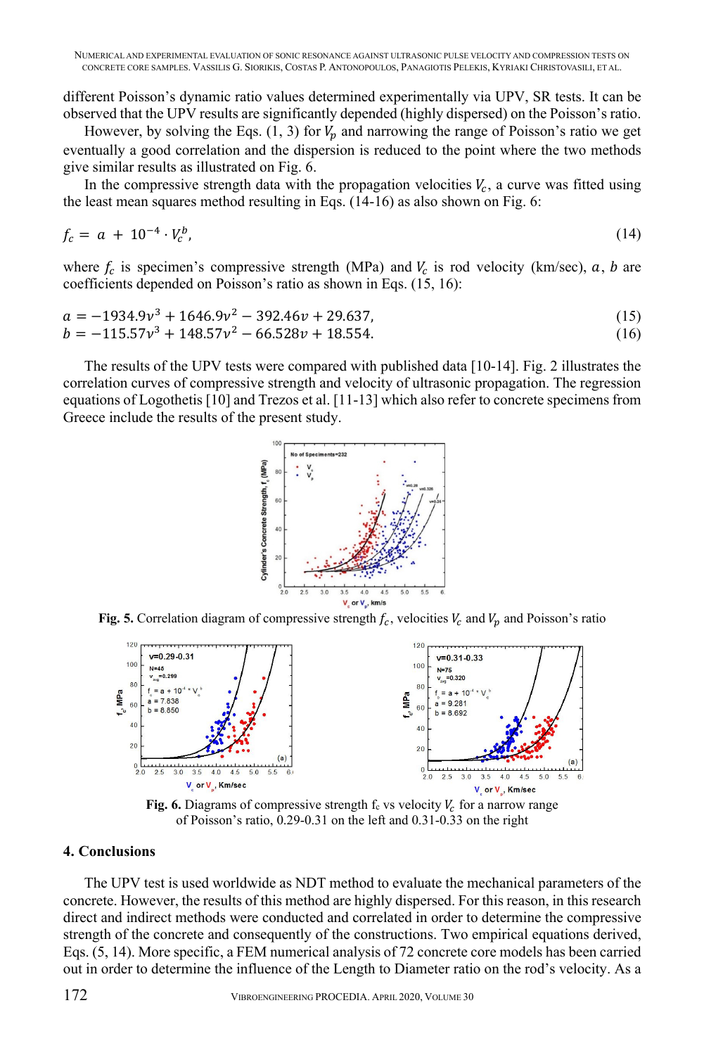different Poisson's dynamic ratio values determined experimentally via UPV, SR tests. It can be observed that the UPV results are significantly depended (highly dispersed) on the Poisson's ratio.

However, by solving the Eqs. (1, 3) for $V_p$ and narrowing the range of Poisson's ratio we get eventually a good correlation and the dispersion is reduced to the point where the two methods give similar results as illustrated on Fig. 6.

In the compressive strength data with the propagation velocities $V_c$, a curve was fitted using the least mean squares method resulting in Eqs. (14-16) as also shown on Fig. 6:

$$f_c = a + 10^{-4} \cdot V_c^b, \tag{14}$$

where $f_c$ is specimen's compressive strength (MPa) and $V_c$ is rod velocity (km/sec), $a$, $b$ are coefficients depended on Poisson's ratio as shown in Eqs. (15, 16):

$$a = -1934.9v^3 + 1646.9v^2 - 392.46v + 29.637, \tag{15}$$

$$b = -115.57v^3 + 148.57v^2 - 66.528v + 18.554. \tag{16}$$

The results of the UPV tests were compared with published data [10-14]. Fig. 2 illustrates the correlation curves of compressive strength and velocity of ultrasonic propagation. The regression equations of Logothetis [10] and Trezos et al. [11-13] which also refer to concrete specimens from Greece include the results of the present study.

**Fig. 5.** Correlation diagram of compressive strength $f_c$, velocities $V_c$ and $V_p$ and Poisson's ratio

**Fig. 6.** Diagrams of compressive strength $f_c$ vs velocity $V_c$ for a narrow range of Poisson's ratio, 0.29-0.31 on the left and 0.31-0.33 on the right

## 4. Conclusions

The UPV test is used worldwide as NDT method to evaluate the mechanical parameters of the concrete. However, the results of this method are highly dispersed. For this reason, in this research direct and indirect methods were conducted and correlated in order to determine the compressive strength of the concrete and consequently of the constructions. Two empirical equations derived, Eqs. (5, 14). More specific, a FEM numerical analysis of 72 concrete core models has been carried out in order to determine the influence of the Length to Diameter ratio on the rod's velocity. As a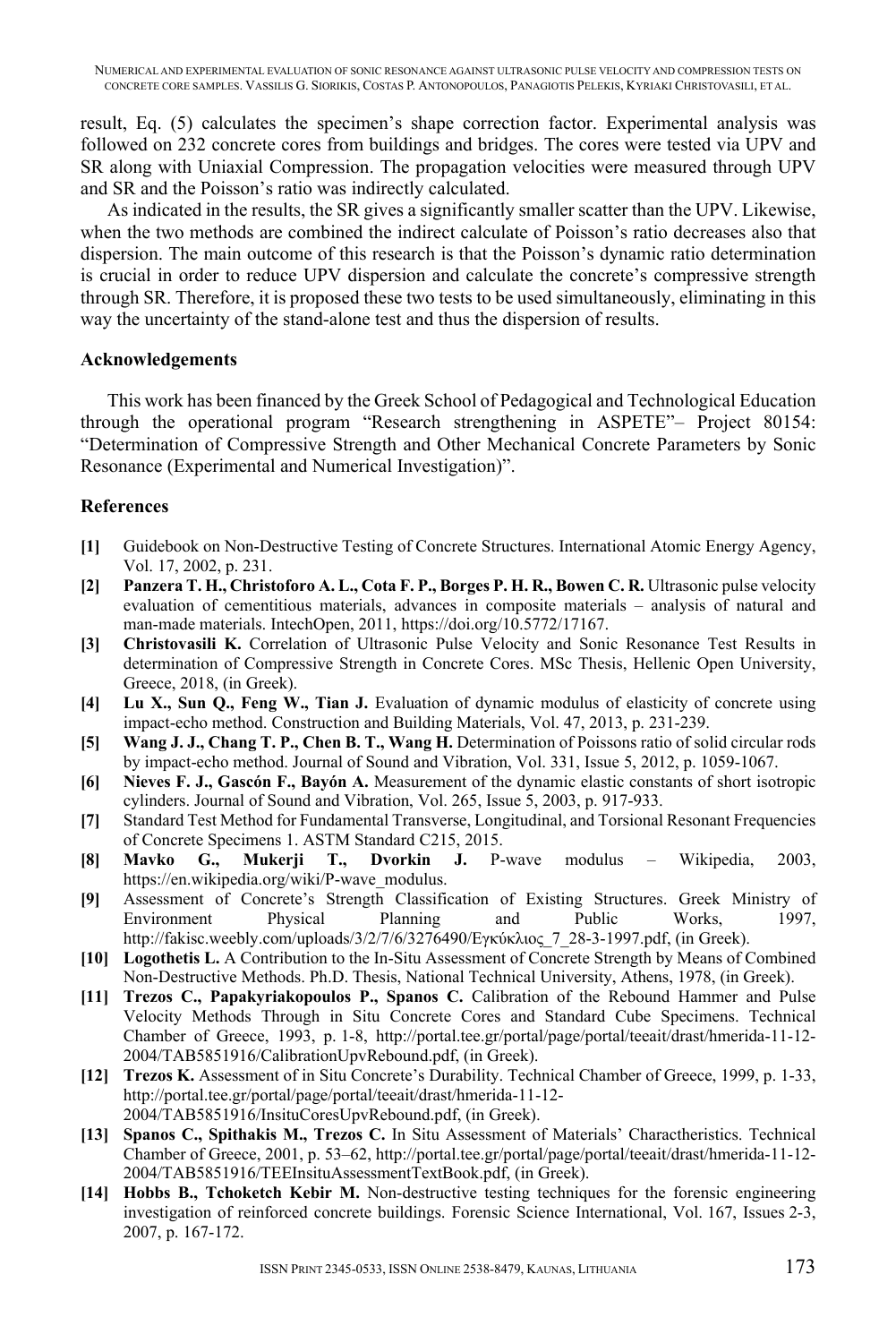result, Eq. (5) calculates the specimen's shape correction factor. Experimental analysis was followed on 232 concrete cores from buildings and bridges. The cores were tested via UPV and SR along with Uniaxial Compression. The propagation velocities were measured through UPV and SR and the Poisson's ratio was indirectly calculated.

As indicated in the results, the SR gives a significantly smaller scatter than the UPV. Likewise, when the two methods are combined the indirect calculate of Poisson's ratio decreases also that dispersion. The main outcome of this research is that the Poisson's dynamic ratio determination is crucial in order to reduce UPV dispersion and calculate the concrete's compressive strength through SR. Therefore, it is proposed these two tests to be used simultaneously, eliminating in this way the uncertainty of the stand-alone test and thus the dispersion of results.

### Acknowledgements

This work has been financed by the Greek School of Pedagogical and Technological Education through the operational program "Research strengthening in ASPETE"– Project 80154: "Determination of Compressive Strength and Other Mechanical Concrete Parameters by Sonic Resonance (Experimental and Numerical Investigation)".

### References

- **[1]** Guidebook on Non-Destructive Testing of Concrete Structures. International Atomic Energy Agency, Vol. 17, 2002, p. 231.
- **[2]** **Panzera T. H., Christoforo A. L., Cota F. P., Borges P. H. R., Bowen C. R.** Ultrasonic pulse velocity evaluation of cementitious materials, advances in composite materials – analysis of natural and man-made materials. IntechOpen, 2011, https://doi.org/10.5772/17167.
- **[3]** **Christovasili K.** Correlation of Ultrasonic Pulse Velocity and Sonic Resonance Test Results in determination of Compressive Strength in Concrete Cores. MSc Thesis, Hellenic Open University, Greece, 2018, (in Greek).
- **[4]** **Lu X., Sun Q., Feng W., Tian J.** Evaluation of dynamic modulus of elasticity of concrete using impact-echo method. Construction and Building Materials, Vol. 47, 2013, p. 231-239.
- **[5]** **Wang J. J., Chang T. P., Chen B. T., Wang H.** Determination of Poissons ratio of solid circular rods by impact-echo method. Journal of Sound and Vibration, Vol. 331, Issue 5, 2012, p. 1059-1067.
- **[6]** **Nieves F. J., Gascón F., Bayón A.** Measurement of the dynamic elastic constants of short isotropic cylinders. Journal of Sound and Vibration, Vol. 265, Issue 5, 2003, p. 917-933.
- **[7]** Standard Test Method for Fundamental Transverse, Longitudinal, and Torsional Resonant Frequencies of Concrete Specimens 1. ASTM Standard C215, 2015.
- **[8]** **Mavko G., Mukerji T., Dvorkin J.** P-wave modulus – Wikipedia, 2003, https://en.wikipedia.org/wiki/P-wave_modulus.
- **[9]** Assessment of Concrete's Strength Classification of Existing Structures. Greek Ministry of Environment Physical Planning and Public Works, 1997, http://fakisc.weebly.com/uploads/3/2/7/6/3276490/Εγκύκλιος_7_28-3-1997.pdf, (in Greek).
- **[10]** **Logothetis L.** A Contribution to the In-Situ Assessment of Concrete Strength by Means of Combined Non-Destructive Methods. Ph.D. Thesis, National Technical University, Athens, 1978, (in Greek).
- **[11]** **Trezos C., Papakyriakopoulos P., Spanos C.** Calibration of the Rebound Hammer and Pulse Velocity Methods Through in Situ Concrete Cores and Standard Cube Specimens. Technical Chamber of Greece, 1993, p. 1-8, http://portal.tee.gr/portal/page/portal/teeait/drast/hmerida-11-12-2004/TAB5851916/CalibrationUpvRebound.pdf, (in Greek).
- **[12]** **Trezos K.** Assessment of in Situ Concrete's Durability. Technical Chamber of Greece, 1999, p. 1-33, http://portal.tee.gr/portal/page/portal/teeait/drast/hmerida-11-12-2004/TAB5851916/InsituCoresUpvRebound.pdf, (in Greek).
- **[13]** **Spanos C., Spithakis M., Trezos C.** In Situ Assessment of Materials' Charactheristics. Technical Chamber of Greece, 2001, p. 53–62, http://portal.tee.gr/portal/page/portal/teeait/drast/hmerida-11-12-2004/TAB5851916/TEEInsituAssessmentTextBook.pdf, (in Greek).
- **[14]** **Hobbs B., Tchoketch Kebir M.** Non-destructive testing techniques for the forensic engineering investigation of reinforced concrete buildings. Forensic Science International, Vol. 167, Issues 2-3, 2007, p. 167-172.